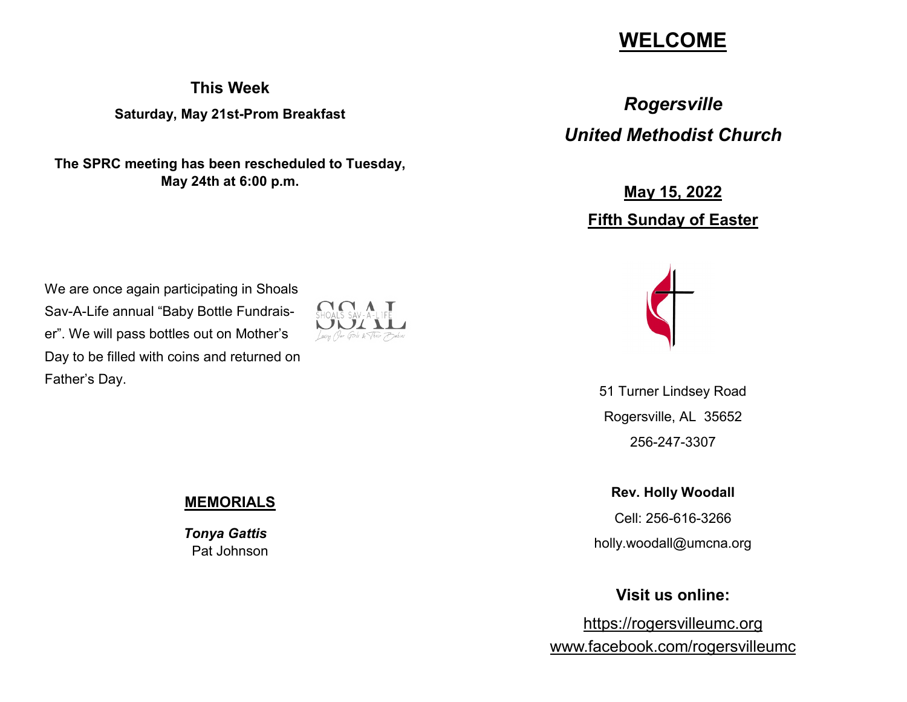**This Week**

**Saturday, May 21st-Prom Breakfast**

**The SPRC meeting has been rescheduled to Tuesday, May 24th at 6:00 p.m.**

We are once again participating in Shoals Sav-A-Life annual "Baby Bottle Fundraiser". We will pass bottles out on Mother's Day to be filled with coins and returned on Father's Day.

## **MEMORIALS**

***Tonya Gattis***
Pat Johnson

# **WELCOME**

## ***Rogersville United Methodist Church***

**May 15, 2022**

**Fifth Sunday of Easter**

51 Turner Lindsey Road
Rogersville, AL 35652
256-247-3307

**Rev. Holly Woodall**
Cell: 256-616-3266
holly.woodall@umcna.org

**Visit us online:**

https://rogersvilleumc.org
www.facebook.com/rogersvilleumc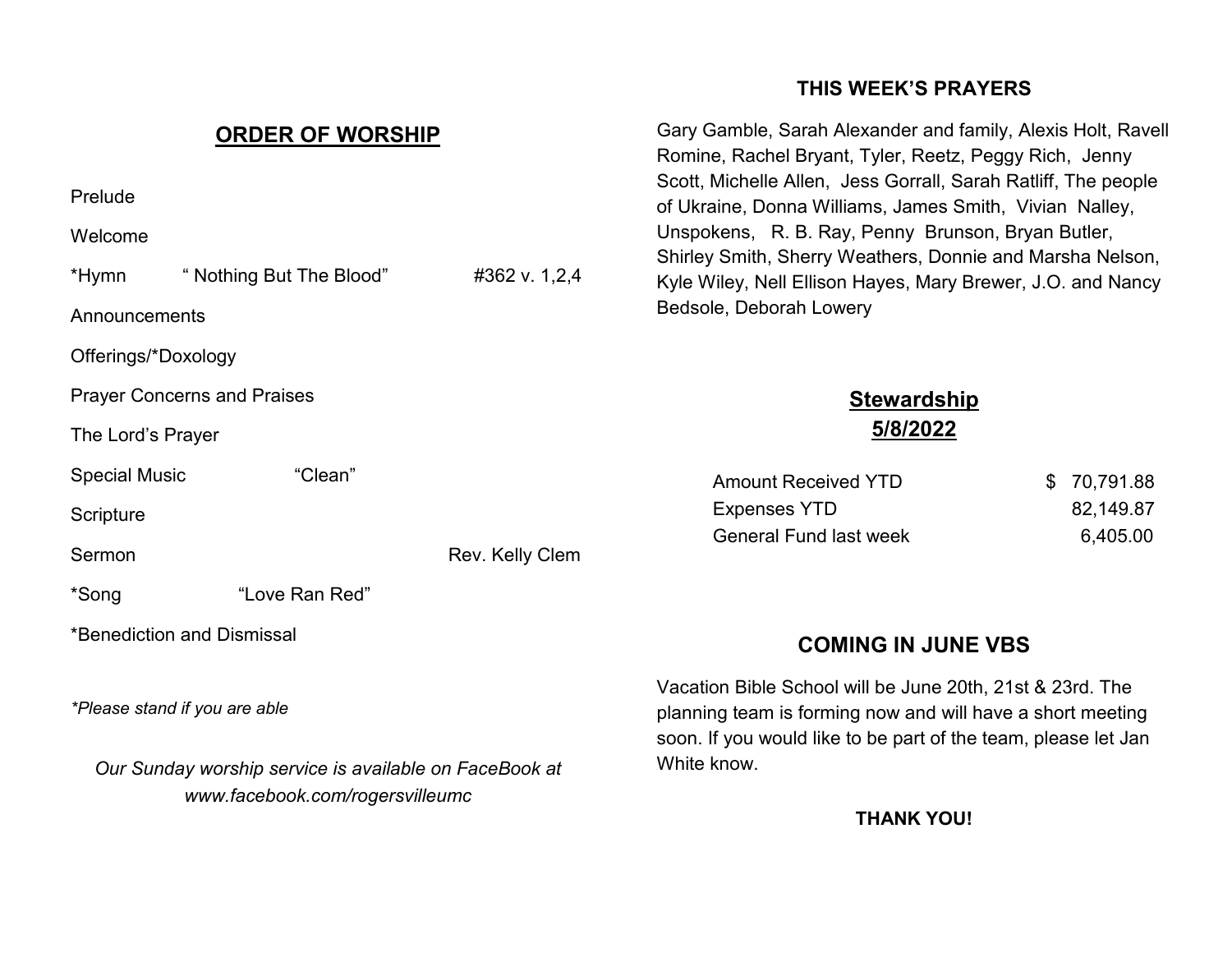## ORDER OF WORSHIP

Prelude

Welcome

*Hymn " Nothing But The Blood" #362 v. 1,2,4

Announcements

Offerings/*Doxology

Prayer Concerns and Praises

The Lord's Prayer

Special Music "Clean"

Scripture

Sermon Rev. Kelly Clem

*Song "Love Ran Red"

*Benediction and Dismissal

*\*Please stand if you are able*

*Our Sunday worship service is available on FaceBook at www.facebook.com/rogersvilleumc*

### THIS WEEK'S PRAYERS

Gary Gamble, Sarah Alexander and family, Alexis Holt, Ravell Romine, Rachel Bryant, Tyler, Reetz, Peggy Rich, Jenny Scott, Michelle Allen, Jess Gorrall, Sarah Ratliff, The people of Ukraine, Donna Williams, James Smith, Vivian Nalley, Unspokens, R. B. Ray, Penny Brunson, Bryan Butler, Shirley Smith, Sherry Weathers, Donnie and Marsha Nelson, Kyle Wiley, Nell Ellison Hayes, Mary Brewer, J.O. and Nancy Bedsole, Deborah Lowery

## Stewardship
## 5/8/2022

| | |
|---|---|
| Amount Received YTD | $ 70,791.88 |
| Expenses YTD | 82,149.87 |
| General Fund last week | 6,405.00 |

## COMING IN JUNE VBS

Vacation Bible School will be June 20th, 21st & 23rd. The planning team is forming now and will have a short meeting soon. If you would like to be part of the team, please let Jan White know.

**THANK YOU!**